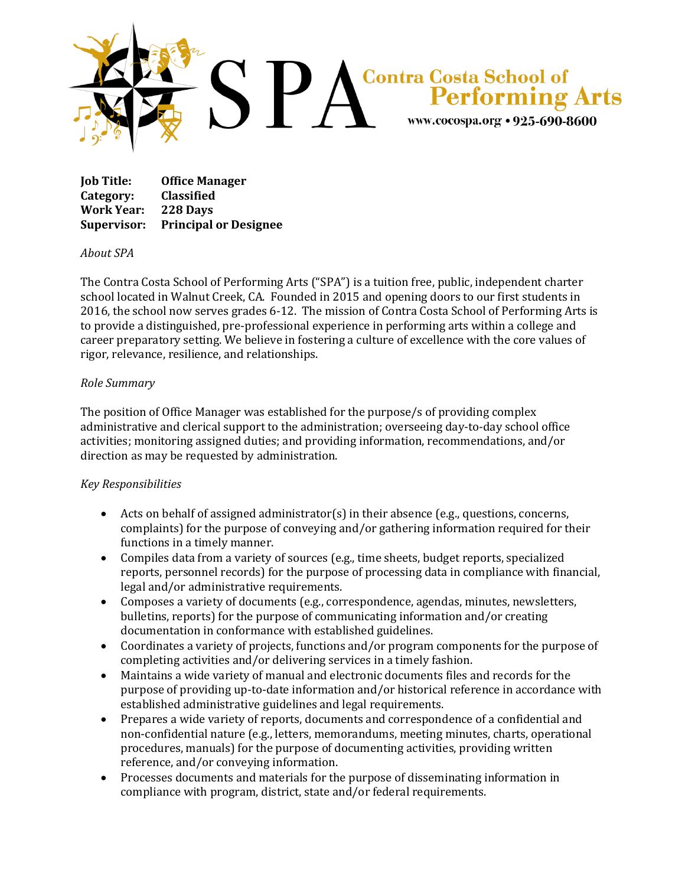SPA Contra Costa School of Performing Arts
www.cocospa.org • 925-690-8600

**Job Title:** **Office Manager**
**Category:** **Classified**
**Work Year:** **228 Days**
**Supervisor:** **Principal or Designee**

*About SPA*

The Contra Costa School of Performing Arts ("SPA") is a tuition free, public, independent charter school located in Walnut Creek, CA. Founded in 2015 and opening doors to our first students in 2016, the school now serves grades 6-12. The mission of Contra Costa School of Performing Arts is to provide a distinguished, pre-professional experience in performing arts within a college and career preparatory setting. We believe in fostering a culture of excellence with the core values of rigor, relevance, resilience, and relationships.

*Role Summary*

The position of Office Manager was established for the purpose/s of providing complex administrative and clerical support to the administration; overseeing day-to-day school office activities; monitoring assigned duties; and providing information, recommendations, and/or direction as may be requested by administration.

*Key Responsibilities*

- Acts on behalf of assigned administrator(s) in their absence (e.g., questions, concerns, complaints) for the purpose of conveying and/or gathering information required for their functions in a timely manner.
- Compiles data from a variety of sources (e.g., time sheets, budget reports, specialized reports, personnel records) for the purpose of processing data in compliance with financial, legal and/or administrative requirements.
- Composes a variety of documents (e.g., correspondence, agendas, minutes, newsletters, bulletins, reports) for the purpose of communicating information and/or creating documentation in conformance with established guidelines.
- Coordinates a variety of projects, functions and/or program components for the purpose of completing activities and/or delivering services in a timely fashion.
- Maintains a wide variety of manual and electronic documents files and records for the purpose of providing up-to-date information and/or historical reference in accordance with established administrative guidelines and legal requirements.
- Prepares a wide variety of reports, documents and correspondence of a confidential and non-confidential nature (e.g., letters, memorandums, meeting minutes, charts, operational procedures, manuals) for the purpose of documenting activities, providing written reference, and/or conveying information.
- Processes documents and materials for the purpose of disseminating information in compliance with program, district, state and/or federal requirements.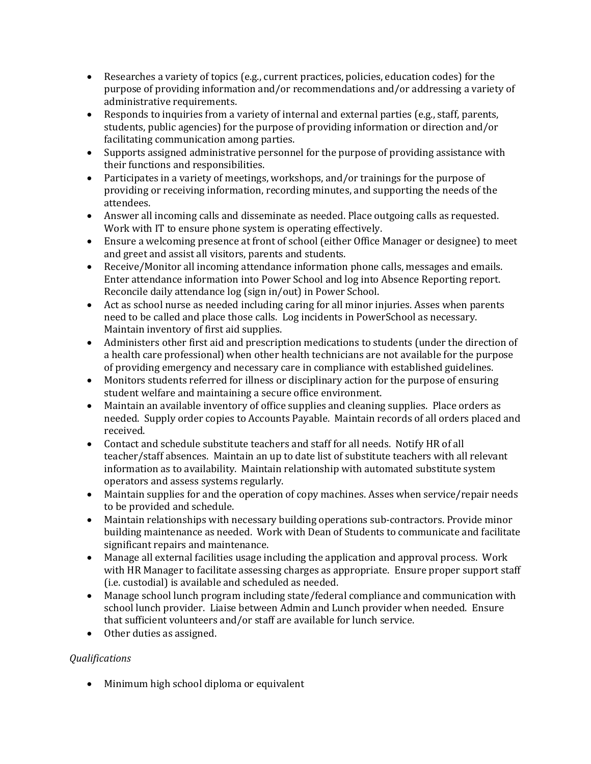- Researches a variety of topics (e.g., current practices, policies, education codes) for the purpose of providing information and/or recommendations and/or addressing a variety of administrative requirements.
- Responds to inquiries from a variety of internal and external parties (e.g., staff, parents, students, public agencies) for the purpose of providing information or direction and/or facilitating communication among parties.
- Supports assigned administrative personnel for the purpose of providing assistance with their functions and responsibilities.
- Participates in a variety of meetings, workshops, and/or trainings for the purpose of providing or receiving information, recording minutes, and supporting the needs of the attendees.
- Answer all incoming calls and disseminate as needed. Place outgoing calls as requested. Work with IT to ensure phone system is operating effectively.
- Ensure a welcoming presence at front of school (either Office Manager or designee) to meet and greet and assist all visitors, parents and students.
- Receive/Monitor all incoming attendance information phone calls, messages and emails. Enter attendance information into Power School and log into Absence Reporting report. Reconcile daily attendance log (sign in/out) in Power School.
- Act as school nurse as needed including caring for all minor injuries. Asses when parents need to be called and place those calls. Log incidents in PowerSchool as necessary. Maintain inventory of first aid supplies.
- Administers other first aid and prescription medications to students (under the direction of a health care professional) when other health technicians are not available for the purpose of providing emergency and necessary care in compliance with established guidelines.
- Monitors students referred for illness or disciplinary action for the purpose of ensuring student welfare and maintaining a secure office environment.
- Maintain an available inventory of office supplies and cleaning supplies. Place orders as needed. Supply order copies to Accounts Payable. Maintain records of all orders placed and received.
- Contact and schedule substitute teachers and staff for all needs. Notify HR of all teacher/staff absences. Maintain an up to date list of substitute teachers with all relevant information as to availability. Maintain relationship with automated substitute system operators and assess systems regularly.
- Maintain supplies for and the operation of copy machines. Asses when service/repair needs to be provided and schedule.
- Maintain relationships with necessary building operations sub-contractors. Provide minor building maintenance as needed. Work with Dean of Students to communicate and facilitate significant repairs and maintenance.
- Manage all external facilities usage including the application and approval process. Work with HR Manager to facilitate assessing charges as appropriate. Ensure proper support staff (i.e. custodial) is available and scheduled as needed.
- Manage school lunch program including state/federal compliance and communication with school lunch provider. Liaise between Admin and Lunch provider when needed. Ensure that sufficient volunteers and/or staff are available for lunch service.
- Other duties as assigned.

*Qualifications*

- Minimum high school diploma or equivalent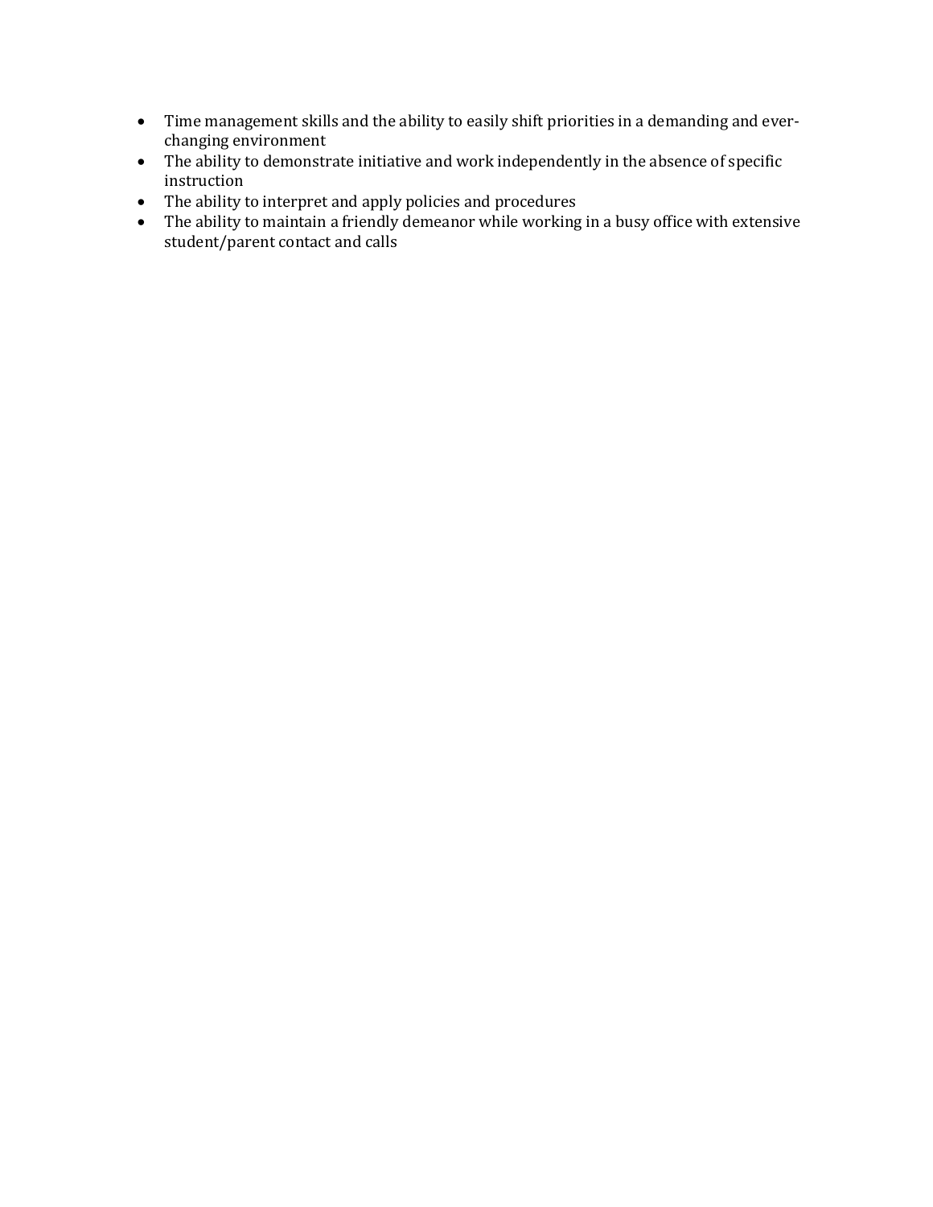- Time management skills and the ability to easily shift priorities in a demanding and ever-changing environment
- The ability to demonstrate initiative and work independently in the absence of specific instruction
- The ability to interpret and apply policies and procedures
- The ability to maintain a friendly demeanor while working in a busy office with extensive student/parent contact and calls